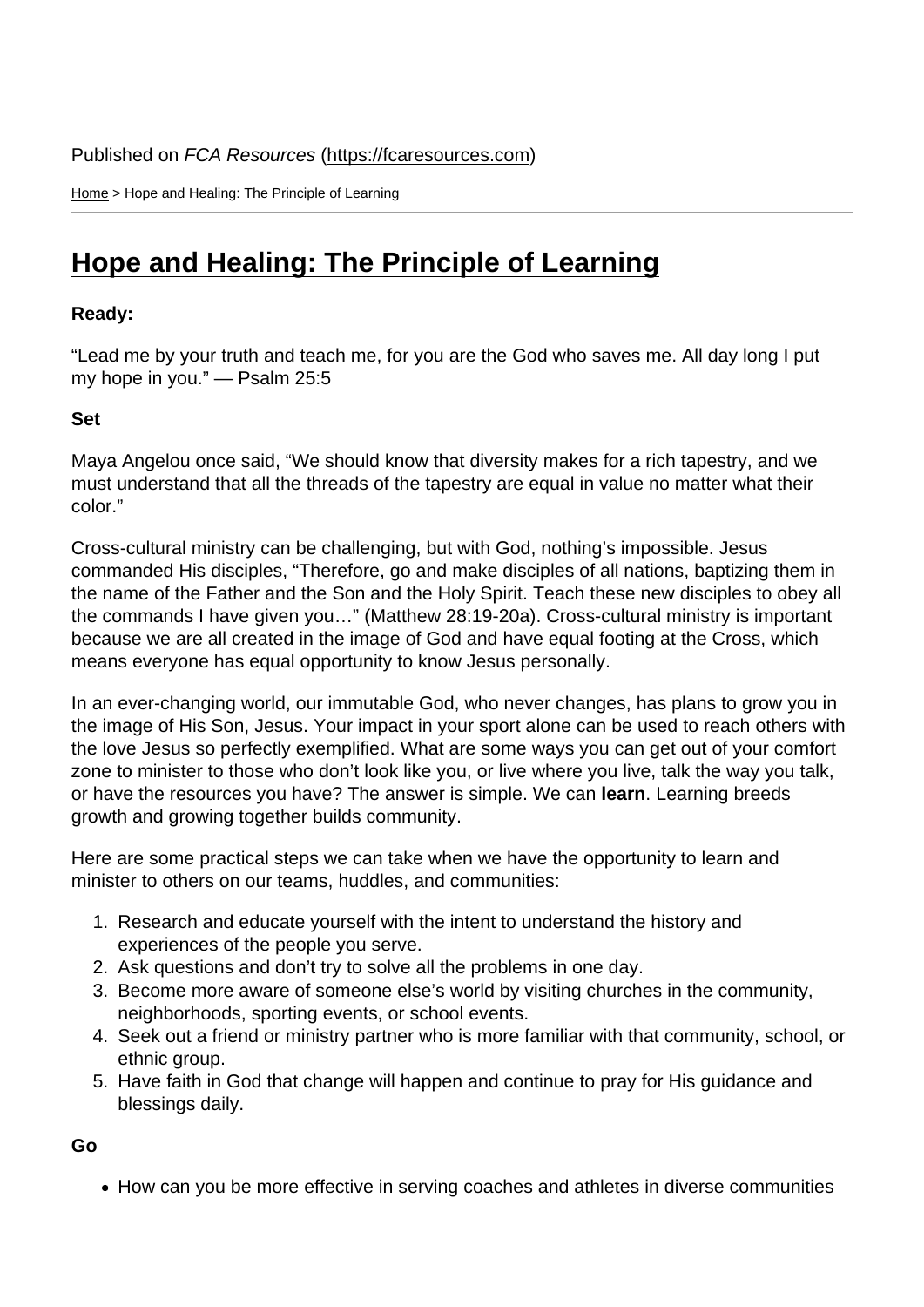Published on *FCA Resources* (https://fcaresources.com)

Home > Hope and Healing: The Principle of Learning

# Hope and Healing: The Principle of Learning

**Ready:**

“Lead me by your truth and teach me, for you are the God who saves me. All day long I put my hope in you.” — Psalm 25:5

**Set**

Maya Angelou once said, “We should know that diversity makes for a rich tapestry, and we must understand that all the threads of the tapestry are equal in value no matter what their color.”

Cross-cultural ministry can be challenging, but with God, nothing’s impossible. Jesus commanded His disciples, “Therefore, go and make disciples of all nations, baptizing them in the name of the Father and the Son and the Holy Spirit. Teach these new disciples to obey all the commands I have given you…” (Matthew 28:19-20a). Cross-cultural ministry is important because we are all created in the image of God and have equal footing at the Cross, which means everyone has equal opportunity to know Jesus personally.

In an ever-changing world, our immutable God, who never changes, has plans to grow you in the image of His Son, Jesus. Your impact in your sport alone can be used to reach others with the love Jesus so perfectly exemplified. What are some ways you can get out of your comfort zone to minister to those who don’t look like you, or live where you live, talk the way you talk, or have the resources you have? The answer is simple. We can **learn**. Learning breeds growth and growing together builds community.

Here are some practical steps we can take when we have the opportunity to learn and minister to others on our teams, huddles, and communities:

1. Research and educate yourself with the intent to understand the history and experiences of the people you serve.
2. Ask questions and don’t try to solve all the problems in one day.
3. Become more aware of someone else’s world by visiting churches in the community, neighborhoods, sporting events, or school events.
4. Seek out a friend or ministry partner who is more familiar with that community, school, or ethnic group.
5. Have faith in God that change will happen and continue to pray for His guidance and blessings daily.

**Go**

- How can you be more effective in serving coaches and athletes in diverse communities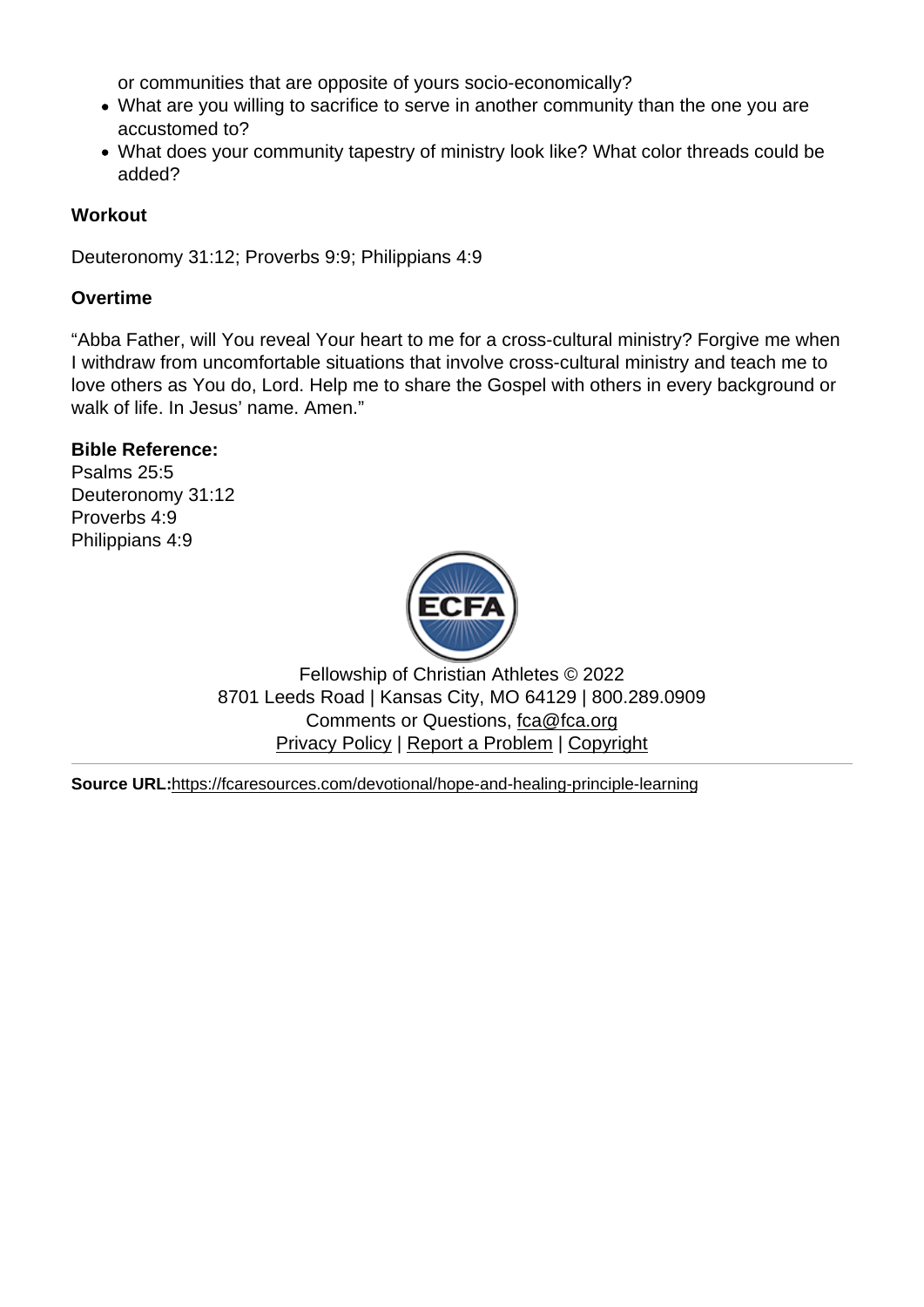or communities that are opposite of yours socio-economically?

- What are you willing to sacrifice to serve in another community than the one you are accustomed to?
- What does your community tapestry of ministry look like? What color threads could be added?

**Workout**

Deuteronomy 31:12; Proverbs 9:9; Philippians 4:9

**Overtime**

“Abba Father, will You reveal Your heart to me for a cross-cultural ministry? Forgive me when I withdraw from uncomfortable situations that involve cross-cultural ministry and teach me to love others as You do, Lord. Help me to share the Gospel with others in every background or walk of life. In Jesus’ name. Amen.”

**Bible Reference:**
Psalms 25:5
Deuteronomy 31:12
Proverbs 4:9
Philippians 4:9

ECFA

Fellowship of Christian Athletes © 2022
8701 Leeds Road | Kansas City, MO 64129 | 800.289.0909
Comments or Questions, fca@fca.org
Privacy Policy | Report a Problem | Copyright

**Source URL:** https://fcaresources.com/devotional/hope-and-healing-principle-learning